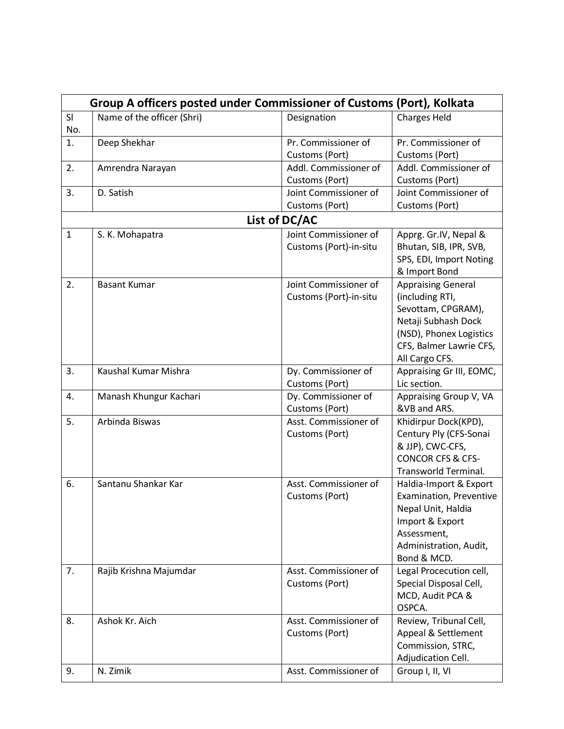| Group A officers posted under Commissioner of Customs (Port), Kolkata | | | |
|---|---|---|---|
| Sl No. | Name of the officer (Shri) | Designation | Charges Held |
| 1. | Deep Shekhar | Pr. Commissioner of Customs (Port) | Pr. Commissioner of Customs (Port) |
| 2. | Amrendra Narayan | Addl. Commissioner of Customs (Port) | Addl. Commissioner of Customs (Port) |
| 3. | D. Satish | Joint Commissioner of Customs (Port) | Joint Commissioner of Customs (Port) |
| **List of DC/AC** | | | |
| 1 | S. K. Mohapatra | Joint Commissioner of Customs (Port)-in-situ | Apprg. Gr.IV, Nepal & Bhutan, SIB, IPR, SVB, SPS, EDI, Import Noting & Import Bond |
| 2. | Basant Kumar | Joint Commissioner of Customs (Port)-in-situ | Appraising General (including RTI, Sevottam, CPGRAM), Netaji Subhash Dock (NSD), Phonex Logistics CFS, Balmer Lawrie CFS, All Cargo CFS. |
| 3. | Kaushal Kumar Mishra | Dy. Commissioner of Customs (Port) | Appraising Gr III, EOMC, Lic section. |
| 4. | Manash Khungur Kachari | Dy. Commissioner of Customs (Port) | Appraising Group V, VA &VB and ARS. |
| 5. | Arbinda Biswas | Asst. Commissioner of Customs (Port) | Khidirpur Dock(KPD), Century Ply (CFS-Sonai & JJP), CWC-CFS, CONCOR CFS & CFS-Transworld Terminal. |
| 6. | Santanu Shankar Kar | Asst. Commissioner of Customs (Port) | Haldia-Import & Export Examination, Preventive Nepal Unit, Haldia Import & Export Assessment, Administration, Audit, Bond & MCD. |
| 7. | Rajib Krishna Majumdar | Asst. Commissioner of Customs (Port) | Legal Procecution cell, Special Disposal Cell, MCD, Audit PCA & OSPCA. |
| 8. | Ashok Kr. Aich | Asst. Commissioner of Customs (Port) | Review, Tribunal Cell, Appeal & Settlement Commission, STRC, Adjudication Cell. |
| 9. | N. Zimik | Asst. Commissioner of | Group I, II, VI |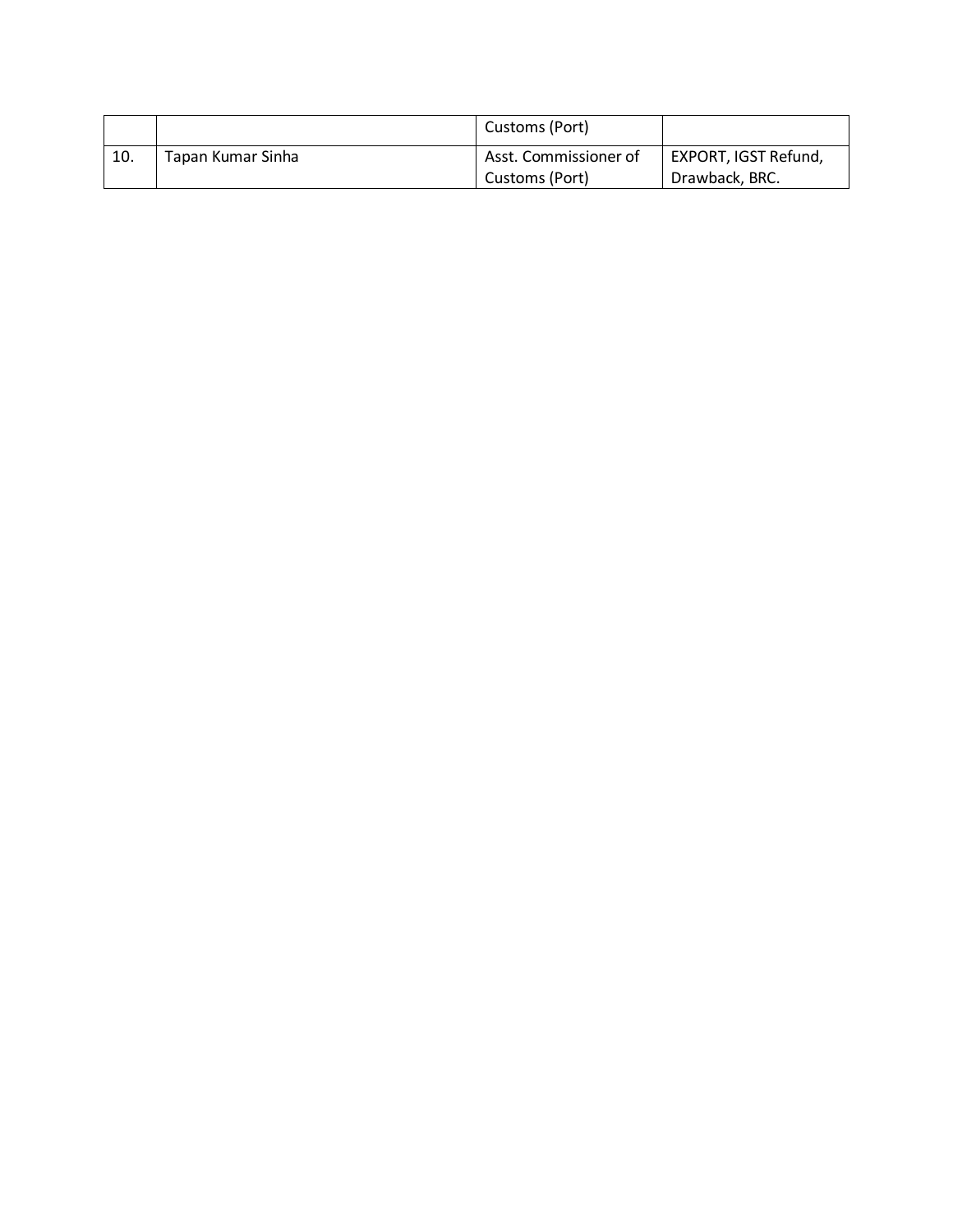| | | | |
|---|---|---|---|
| | | Customs (Port) | |
| 10. | Tapan Kumar Sinha | Asst. Commissioner of Customs (Port) | EXPORT, IGST Refund, Drawback, BRC. |